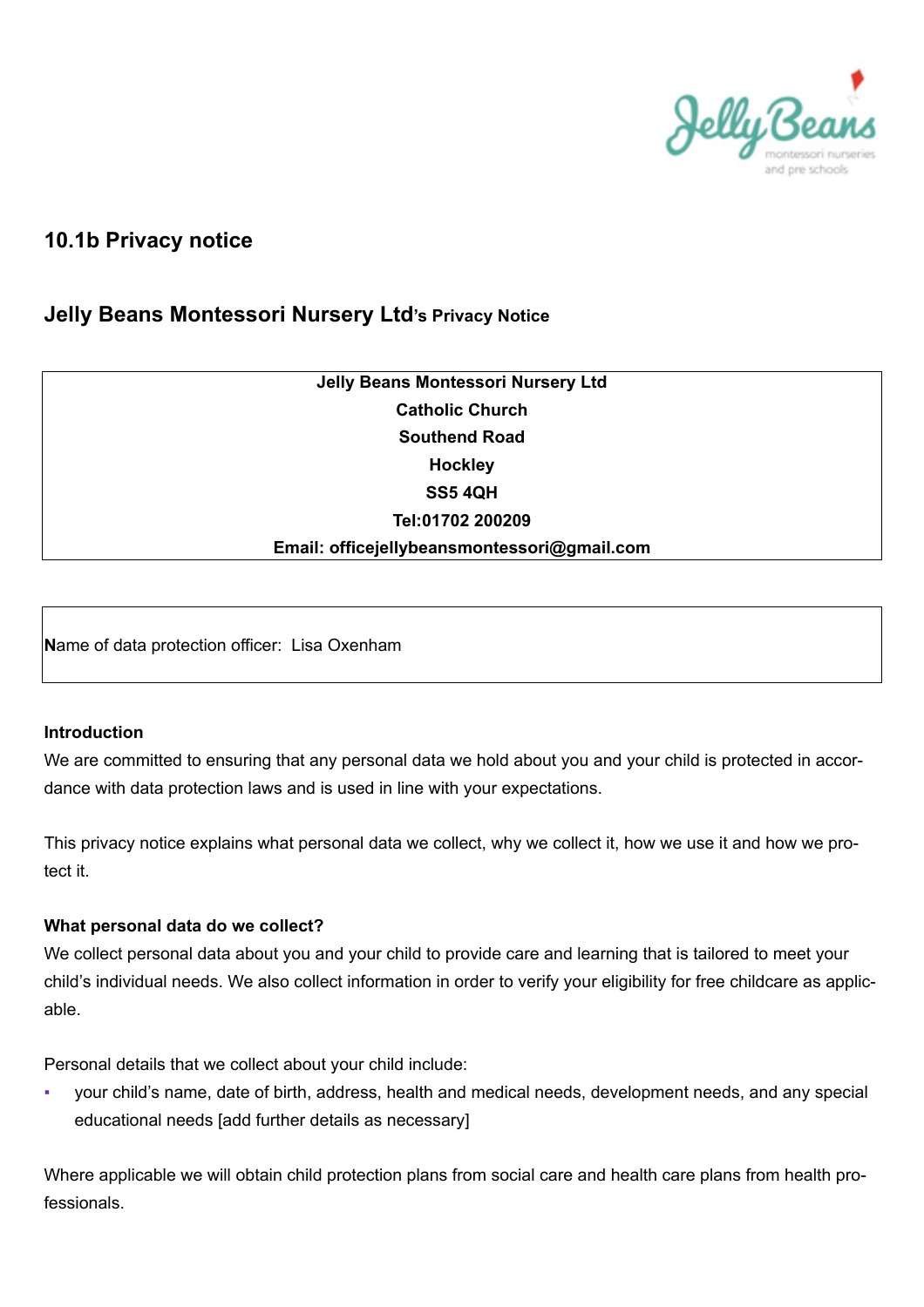## 10.1b Privacy notice

### Jelly Beans Montessori Nursery Ltd's Privacy Notice

**Jelly Beans Montessori Nursery Ltd**
**Catholic Church**
**Southend Road**
**Hockley**
**SS5 4QH**
**Tel:01702 200209**
**Email: officejellybeansmontessori@gmail.com**

Name of data protection officer: Lisa Oxenham

**Introduction**

We are committed to ensuring that any personal data we hold about you and your child is protected in accordance with data protection laws and is used in line with your expectations.

This privacy notice explains what personal data we collect, why we collect it, how we use it and how we protect it.

**What personal data do we collect?**

We collect personal data about you and your child to provide care and learning that is tailored to meet your child's individual needs. We also collect information in order to verify your eligibility for free childcare as applicable.

Personal details that we collect about your child include:

- your child's name, date of birth, address, health and medical needs, development needs, and any special educational needs [add further details as necessary]

Where applicable we will obtain child protection plans from social care and health care plans from health professionals.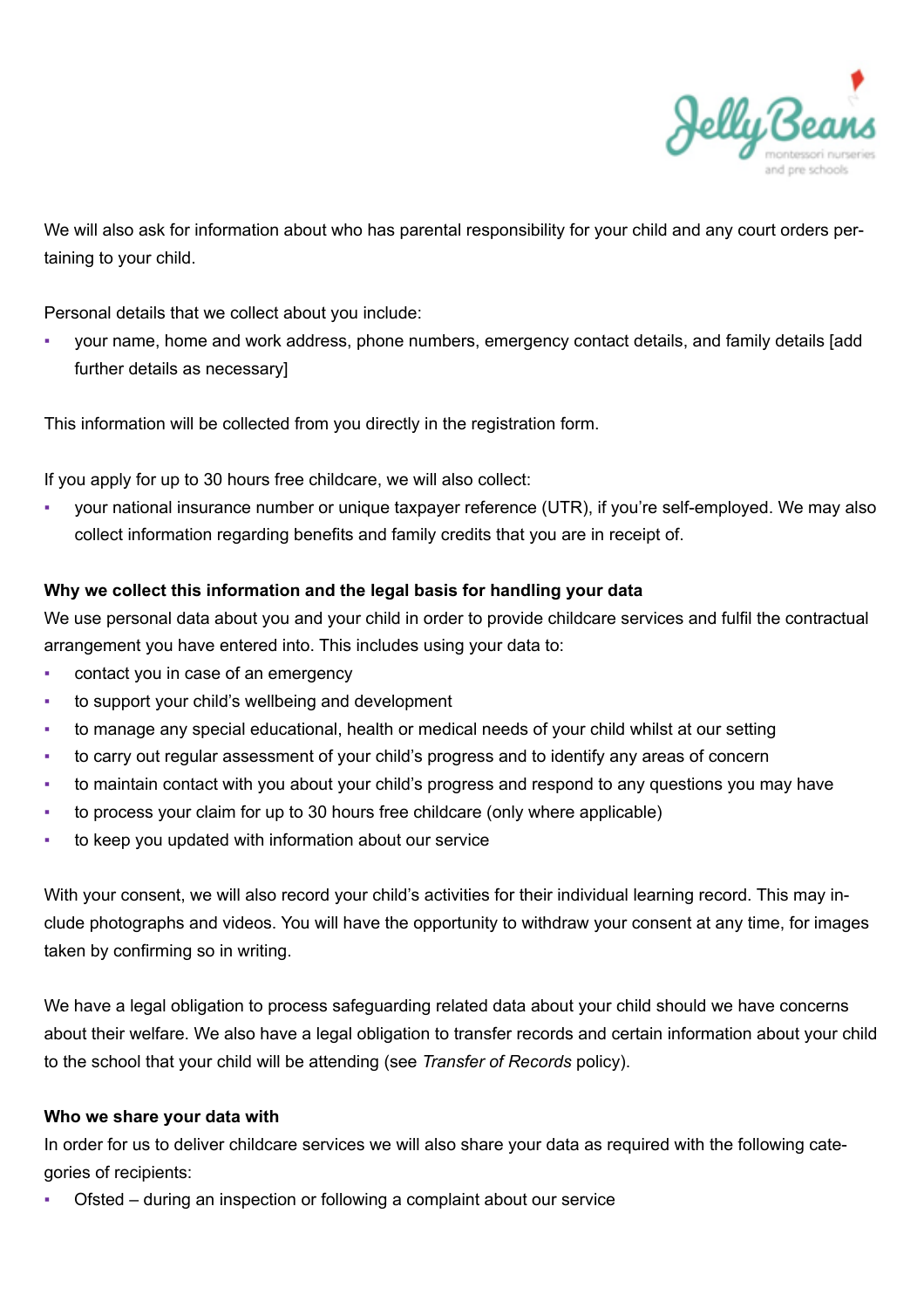We will also ask for information about who has parental responsibility for your child and any court orders pertaining to your child.

Personal details that we collect about you include:

- your name, home and work address, phone numbers, emergency contact details, and family details [add further details as necessary]

This information will be collected from you directly in the registration form.

If you apply for up to 30 hours free childcare, we will also collect:

- your national insurance number or unique taxpayer reference (UTR), if you're self-employed. We may also collect information regarding benefits and family credits that you are in receipt of.

**Why we collect this information and the legal basis for handling your data**

We use personal data about you and your child in order to provide childcare services and fulfil the contractual arrangement you have entered into. This includes using your data to:

- contact you in case of an emergency
- to support your child's wellbeing and development
- to manage any special educational, health or medical needs of your child whilst at our setting
- to carry out regular assessment of your child's progress and to identify any areas of concern
- to maintain contact with you about your child's progress and respond to any questions you may have
- to process your claim for up to 30 hours free childcare (only where applicable)
- to keep you updated with information about our service

With your consent, we will also record your child's activities for their individual learning record. This may include photographs and videos. You will have the opportunity to withdraw your consent at any time, for images taken by confirming so in writing.

We have a legal obligation to process safeguarding related data about your child should we have concerns about their welfare. We also have a legal obligation to transfer records and certain information about your child to the school that your child will be attending (see *Transfer of Records* policy).

**Who we share your data with**

In order for us to deliver childcare services we will also share your data as required with the following categories of recipients:

- Ofsted – during an inspection or following a complaint about our service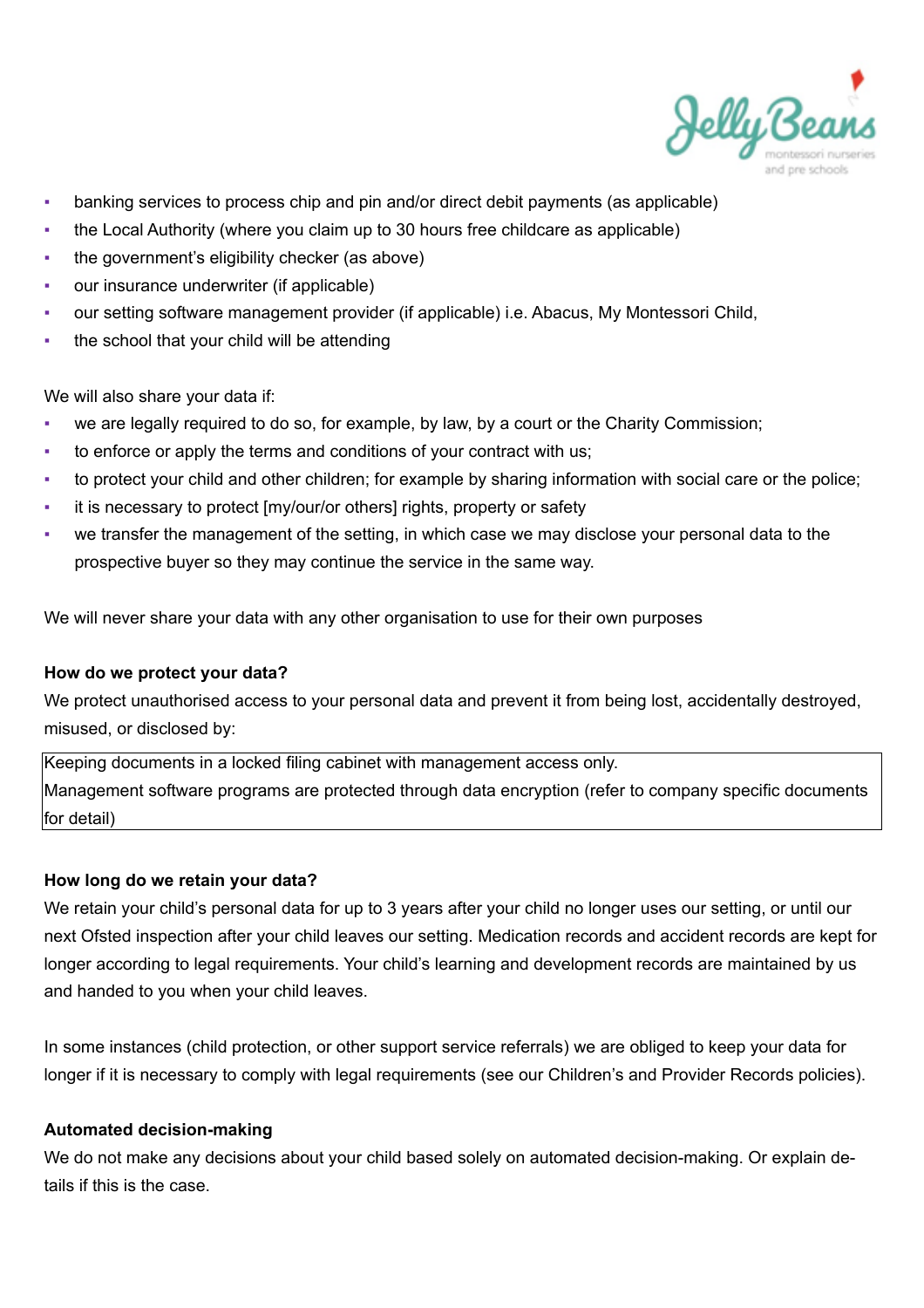- banking services to process chip and pin and/or direct debit payments (as applicable)
- the Local Authority (where you claim up to 30 hours free childcare as applicable)
- the government's eligibility checker (as above)
- our insurance underwriter (if applicable)
- our setting software management provider (if applicable) i.e. Abacus, My Montessori Child,
- the school that your child will be attending

We will also share your data if:

- we are legally required to do so, for example, by law, by a court or the Charity Commission;
- to enforce or apply the terms and conditions of your contract with us;
- to protect your child and other children; for example by sharing information with social care or the police;
- it is necessary to protect [my/our/or others] rights, property or safety
- we transfer the management of the setting, in which case we may disclose your personal data to the prospective buyer so they may continue the service in the same way.

We will never share your data with any other organisation to use for their own purposes

**How do we protect your data?**

We protect unauthorised access to your personal data and prevent it from being lost, accidentally destroyed, misused, or disclosed by:

| Keeping documents in a locked filing cabinet with management access only. Management software programs are protected through data encryption (refer to company specific documents for detail) |
| --- |

**How long do we retain your data?**

We retain your child's personal data for up to 3 years after your child no longer uses our setting, or until our next Ofsted inspection after your child leaves our setting. Medication records and accident records are kept for longer according to legal requirements. Your child's learning and development records are maintained by us and handed to you when your child leaves.

In some instances (child protection, or other support service referrals) we are obliged to keep your data for longer if it is necessary to comply with legal requirements (see our Children's and Provider Records policies).

**Automated decision-making**

We do not make any decisions about your child based solely on automated decision-making. Or explain details if this is the case.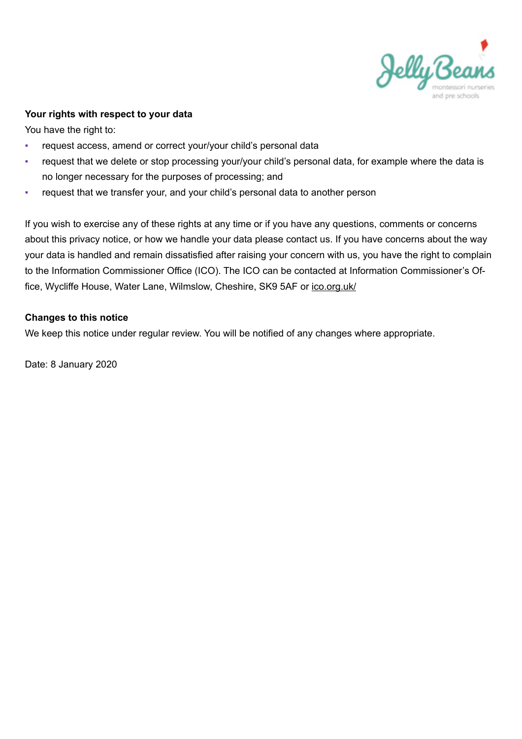**Your rights with respect to your data**

You have the right to:

- request access, amend or correct your/your child's personal data
- request that we delete or stop processing your/your child's personal data, for example where the data is no longer necessary for the purposes of processing; and
- request that we transfer your, and your child's personal data to another person

If you wish to exercise any of these rights at any time or if you have any questions, comments or concerns about this privacy notice, or how we handle your data please contact us. If you have concerns about the way your data is handled and remain dissatisfied after raising your concern with us, you have the right to complain to the Information Commissioner Office (ICO). The ICO can be contacted at Information Commissioner's Office, Wycliffe House, Water Lane, Wilmslow, Cheshire, SK9 5AF or ico.org.uk/

**Changes to this notice**

We keep this notice under regular review. You will be notified of any changes where appropriate.

Date: 8 January 2020